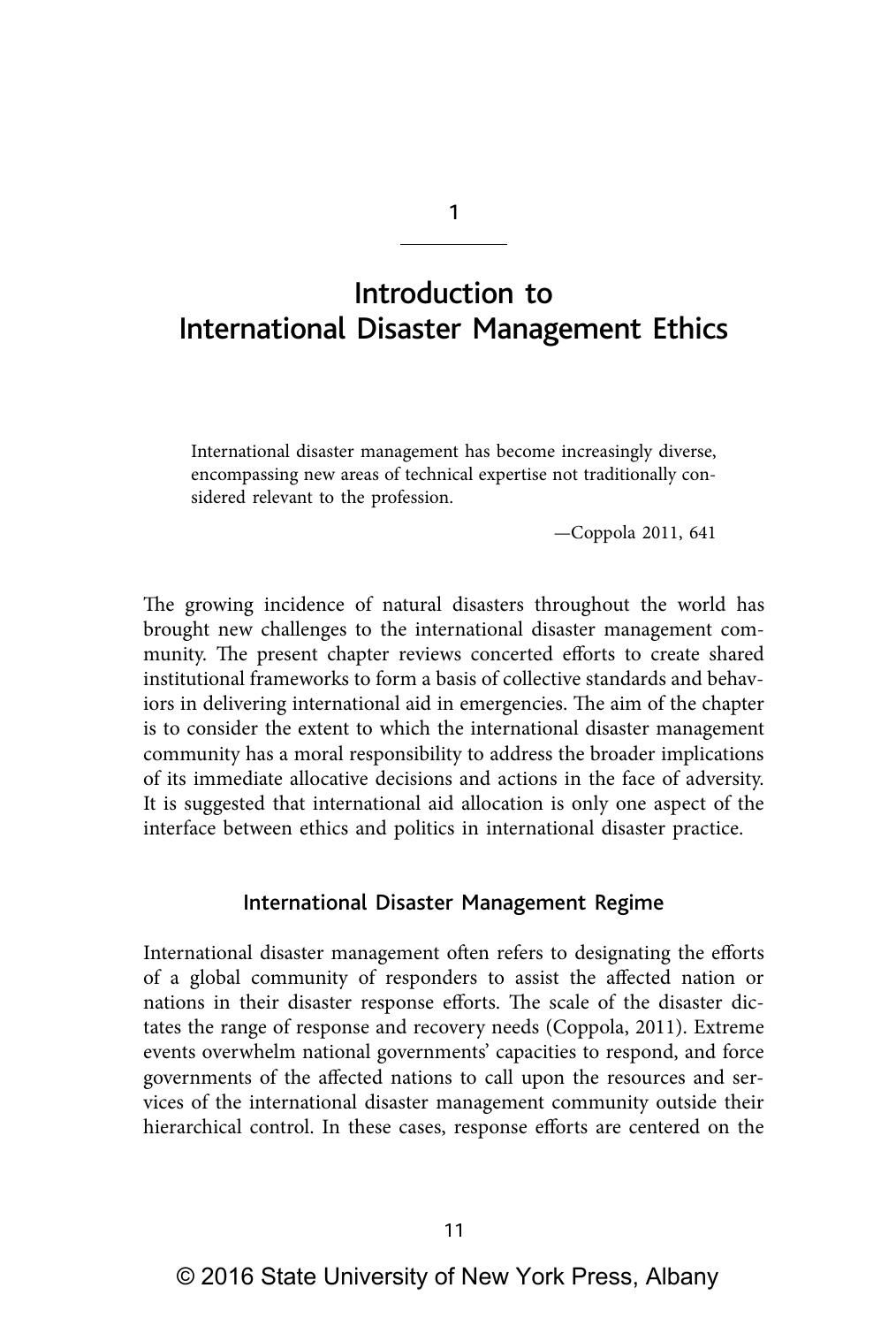# 1

# Introduction to International Disaster Management Ethics

> International disaster management has become increasingly diverse, encompassing new areas of technical expertise not traditionally considered relevant to the profession.
>
> —Coppola 2011, 641

The growing incidence of natural disasters throughout the world has brought new challenges to the international disaster management community. The present chapter reviews concerted efforts to create shared institutional frameworks to form a basis of collective standards and behaviors in delivering international aid in emergencies. The aim of the chapter is to consider the extent to which the international disaster management community has a moral responsibility to address the broader implications of its immediate allocative decisions and actions in the face of adversity. It is suggested that international aid allocation is only one aspect of the interface between ethics and politics in international disaster practice.

## International Disaster Management Regime

International disaster management often refers to designating the efforts of a global community of responders to assist the affected nation or nations in their disaster response efforts. The scale of the disaster dictates the range of response and recovery needs (Coppola, 2011). Extreme events overwhelm national governments' capacities to respond, and force governments of the affected nations to call upon the resources and services of the international disaster management community outside their hierarchical control. In these cases, response efforts are centered on the

© 2016 State University of New York Press, Albany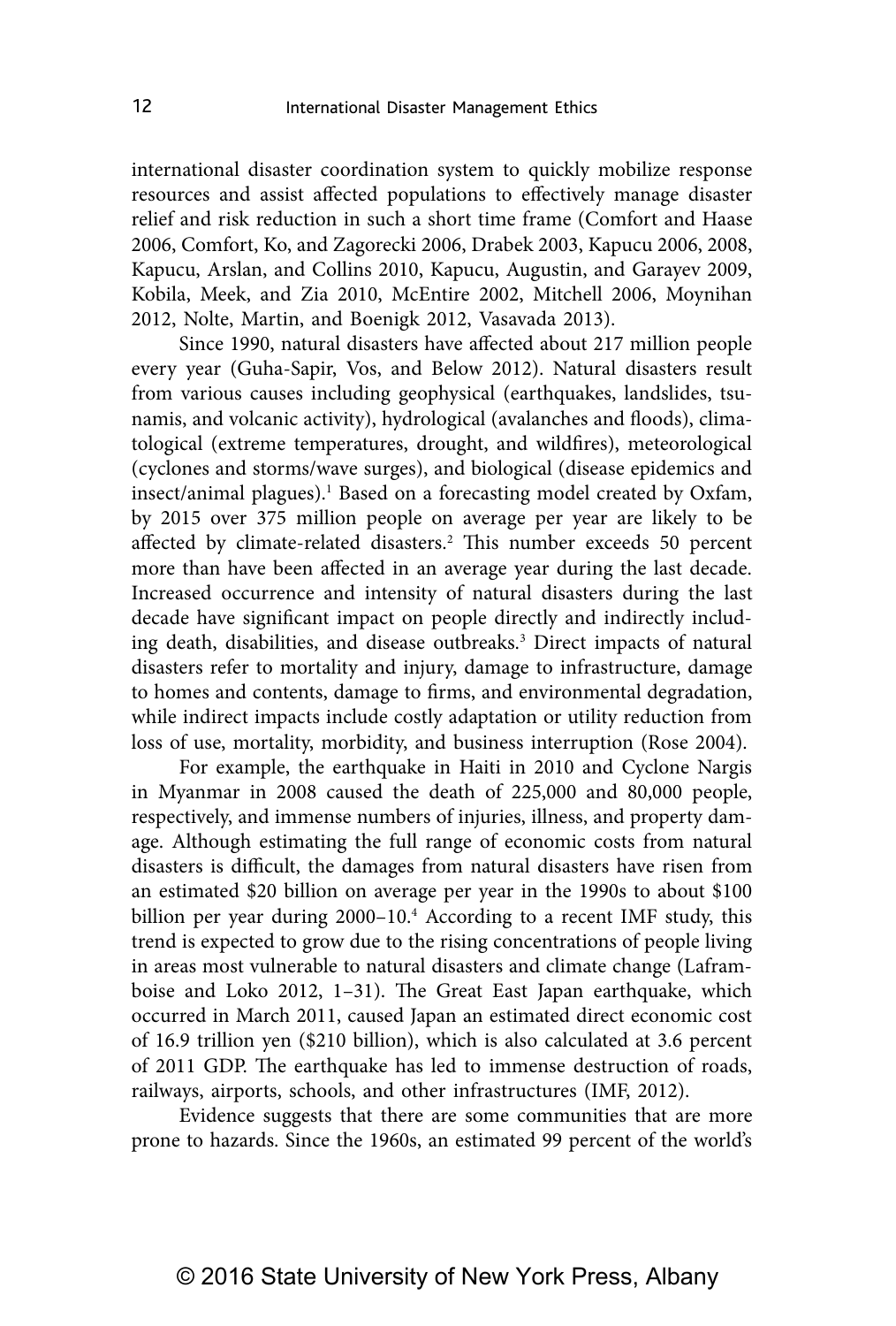international disaster coordination system to quickly mobilize response resources and assist affected populations to effectively manage disaster relief and risk reduction in such a short time frame (Comfort and Haase 2006, Comfort, Ko, and Zagorecki 2006, Drabek 2003, Kapucu 2006, 2008, Kapucu, Arslan, and Collins 2010, Kapucu, Augustin, and Garayev 2009, Kobila, Meek, and Zia 2010, McEntire 2002, Mitchell 2006, Moynihan 2012, Nolte, Martin, and Boenigk 2012, Vasavada 2013).

Since 1990, natural disasters have affected about 217 million people every year (Guha-Sapir, Vos, and Below 2012). Natural disasters result from various causes including geophysical (earthquakes, landslides, tsunamis, and volcanic activity), hydrological (avalanches and floods), climatological (extreme temperatures, drought, and wildfires), meteorological (cyclones and storms/wave surges), and biological (disease epidemics and insect/animal plagues).[1] Based on a forecasting model created by Oxfam, by 2015 over 375 million people on average per year are likely to be affected by climate-related disasters.[2] This number exceeds 50 percent more than have been affected in an average year during the last decade. Increased occurrence and intensity of natural disasters during the last decade have significant impact on people directly and indirectly including death, disabilities, and disease outbreaks.[3] Direct impacts of natural disasters refer to mortality and injury, damage to infrastructure, damage to homes and contents, damage to firms, and environmental degradation, while indirect impacts include costly adaptation or utility reduction from loss of use, mortality, morbidity, and business interruption (Rose 2004).

For example, the earthquake in Haiti in 2010 and Cyclone Nargis in Myanmar in 2008 caused the death of 225,000 and 80,000 people, respectively, and immense numbers of injuries, illness, and property damage. Although estimating the full range of economic costs from natural disasters is difficult, the damages from natural disasters have risen from an estimated $20 billion on average per year in the 1990s to about $100 billion per year during 2000–10.[4] According to a recent IMF study, this trend is expected to grow due to the rising concentrations of people living in areas most vulnerable to natural disasters and climate change (Laframboise and Loko 2012, 1–31). The Great East Japan earthquake, which occurred in March 2011, caused Japan an estimated direct economic cost of 16.9 trillion yen ($210 billion), which is also calculated at 3.6 percent of 2011 GDP. The earthquake has led to immense destruction of roads, railways, airports, schools, and other infrastructures (IMF, 2012).

Evidence suggests that there are some communities that are more prone to hazards. Since the 1960s, an estimated 99 percent of the world's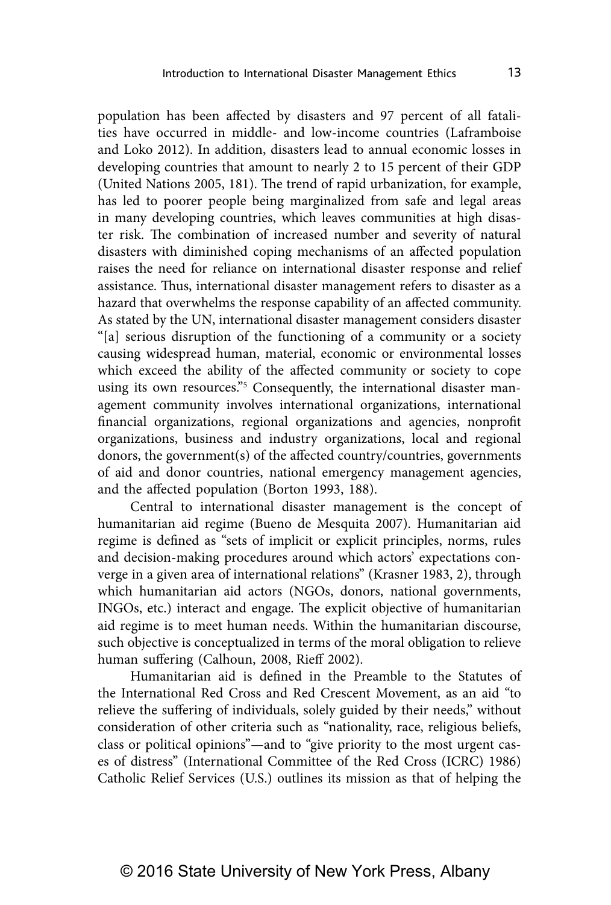population has been affected by disasters and 97 percent of all fatalities have occurred in middle- and low-income countries (Laframboise and Loko 2012). In addition, disasters lead to annual economic losses in developing countries that amount to nearly 2 to 15 percent of their GDP (United Nations 2005, 181). The trend of rapid urbanization, for example, has led to poorer people being marginalized from safe and legal areas in many developing countries, which leaves communities at high disaster risk. The combination of increased number and severity of natural disasters with diminished coping mechanisms of an affected population raises the need for reliance on international disaster response and relief assistance. Thus, international disaster management refers to disaster as a hazard that overwhelms the response capability of an affected community. As stated by the UN, international disaster management considers disaster "[a] serious disruption of the functioning of a community or a society causing widespread human, material, economic or environmental losses which exceed the ability of the affected community or society to cope using its own resources."[5] Consequently, the international disaster management community involves international organizations, international financial organizations, regional organizations and agencies, nonprofit organizations, business and industry organizations, local and regional donors, the government(s) of the affected country/countries, governments of aid and donor countries, national emergency management agencies, and the affected population (Borton 1993, 188).

Central to international disaster management is the concept of humanitarian aid regime (Bueno de Mesquita 2007). Humanitarian aid regime is defined as "sets of implicit or explicit principles, norms, rules and decision-making procedures around which actors' expectations converge in a given area of international relations" (Krasner 1983, 2), through which humanitarian aid actors (NGOs, donors, national governments, INGOs, etc.) interact and engage. The explicit objective of humanitarian aid regime is to meet human needs. Within the humanitarian discourse, such objective is conceptualized in terms of the moral obligation to relieve human suffering (Calhoun, 2008, Rieff 2002).

Humanitarian aid is defined in the Preamble to the Statutes of the International Red Cross and Red Crescent Movement, as an aid "to relieve the suffering of individuals, solely guided by their needs," without consideration of other criteria such as "nationality, race, religious beliefs, class or political opinions"—and to "give priority to the most urgent cases of distress" (International Committee of the Red Cross (ICRC) 1986) Catholic Relief Services (U.S.) outlines its mission as that of helping the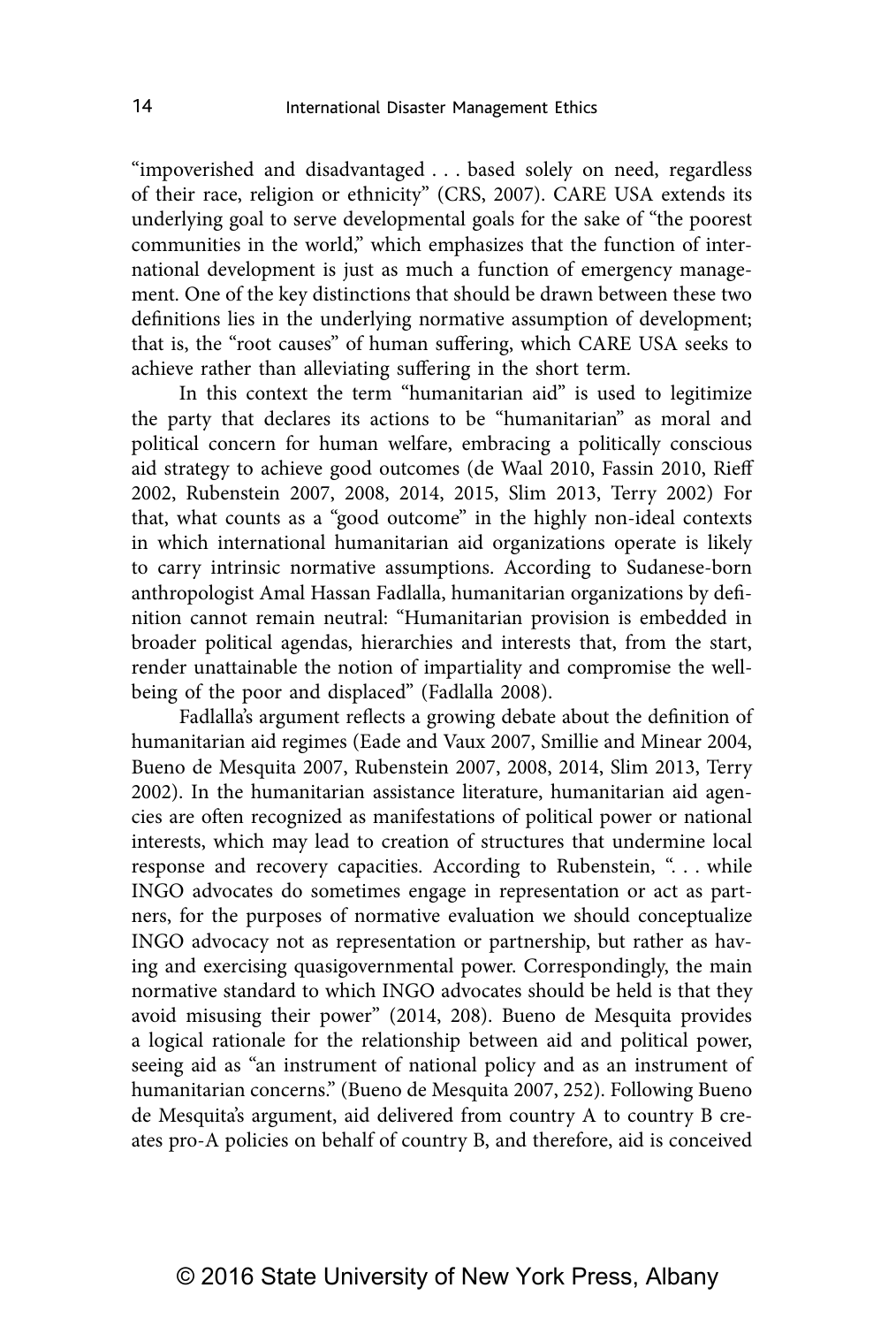"impoverished and disadvantaged . . . based solely on need, regardless of their race, religion or ethnicity" (CRS, 2007). CARE USA extends its underlying goal to serve developmental goals for the sake of "the poorest communities in the world," which emphasizes that the function of international development is just as much a function of emergency management. One of the key distinctions that should be drawn between these two definitions lies in the underlying normative assumption of development; that is, the "root causes" of human suffering, which CARE USA seeks to achieve rather than alleviating suffering in the short term.

In this context the term "humanitarian aid" is used to legitimize the party that declares its actions to be "humanitarian" as moral and political concern for human welfare, embracing a politically conscious aid strategy to achieve good outcomes (de Waal 2010, Fassin 2010, Rieff 2002, Rubenstein 2007, 2008, 2014, 2015, Slim 2013, Terry 2002) For that, what counts as a "good outcome" in the highly non-ideal contexts in which international humanitarian aid organizations operate is likely to carry intrinsic normative assumptions. According to Sudanese-born anthropologist Amal Hassan Fadlalla, humanitarian organizations by definition cannot remain neutral: "Humanitarian provision is embedded in broader political agendas, hierarchies and interests that, from the start, render unattainable the notion of impartiality and compromise the well-being of the poor and displaced" (Fadlalla 2008).

Fadlalla's argument reflects a growing debate about the definition of humanitarian aid regimes (Eade and Vaux 2007, Smillie and Minear 2004, Bueno de Mesquita 2007, Rubenstein 2007, 2008, 2014, Slim 2013, Terry 2002). In the humanitarian assistance literature, humanitarian aid agencies are often recognized as manifestations of political power or national interests, which may lead to creation of structures that undermine local response and recovery capacities. According to Rubenstein, ". . . while INGO advocates do sometimes engage in representation or act as partners, for the purposes of normative evaluation we should conceptualize INGO advocacy not as representation or partnership, but rather as having and exercising quasigovernmental power. Correspondingly, the main normative standard to which INGO advocates should be held is that they avoid misusing their power" (2014, 208). Bueno de Mesquita provides a logical rationale for the relationship between aid and political power, seeing aid as "an instrument of national policy and as an instrument of humanitarian concerns." (Bueno de Mesquita 2007, 252). Following Bueno de Mesquita's argument, aid delivered from country A to country B creates pro-A policies on behalf of country B, and therefore, aid is conceived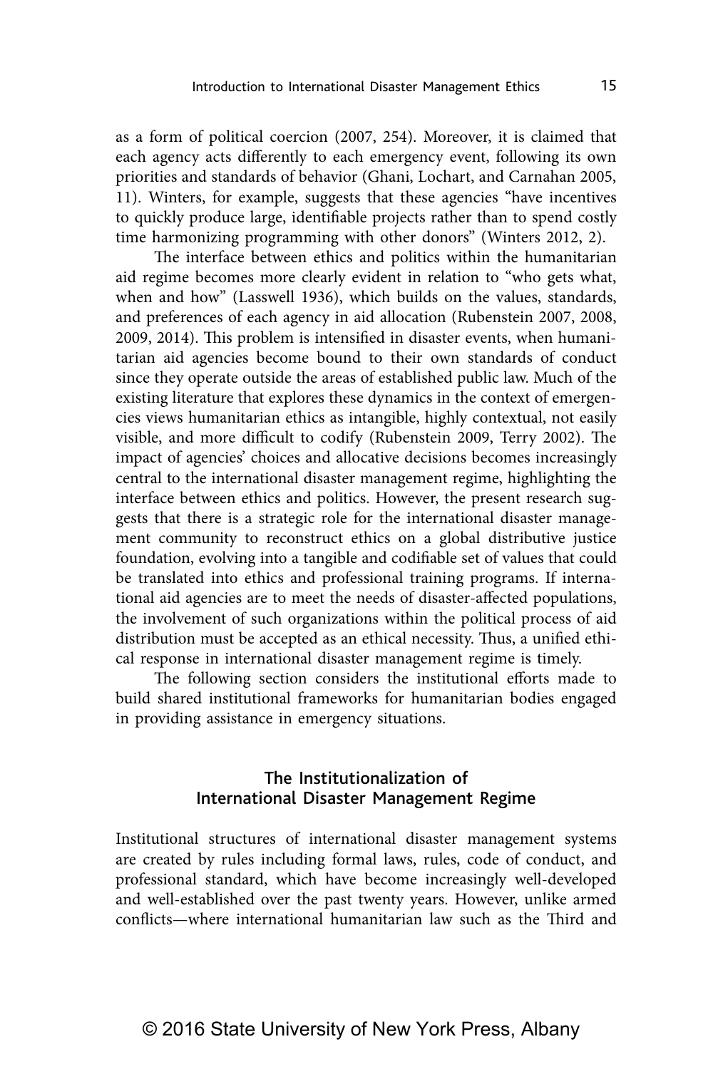as a form of political coercion (2007, 254). Moreover, it is claimed that each agency acts differently to each emergency event, following its own priorities and standards of behavior (Ghani, Lochart, and Carnahan 2005, 11). Winters, for example, suggests that these agencies "have incentives to quickly produce large, identifiable projects rather than to spend costly time harmonizing programming with other donors" (Winters 2012, 2).

The interface between ethics and politics within the humanitarian aid regime becomes more clearly evident in relation to "who gets what, when and how" (Lasswell 1936), which builds on the values, standards, and preferences of each agency in aid allocation (Rubenstein 2007, 2008, 2009, 2014). This problem is intensified in disaster events, when humanitarian aid agencies become bound to their own standards of conduct since they operate outside the areas of established public law. Much of the existing literature that explores these dynamics in the context of emergencies views humanitarian ethics as intangible, highly contextual, not easily visible, and more difficult to codify (Rubenstein 2009, Terry 2002). The impact of agencies' choices and allocative decisions becomes increasingly central to the international disaster management regime, highlighting the interface between ethics and politics. However, the present research suggests that there is a strategic role for the international disaster management community to reconstruct ethics on a global distributive justice foundation, evolving into a tangible and codifiable set of values that could be translated into ethics and professional training programs. If international aid agencies are to meet the needs of disaster-affected populations, the involvement of such organizations within the political process of aid distribution must be accepted as an ethical necessity. Thus, a unified ethical response in international disaster management regime is timely.

The following section considers the institutional efforts made to build shared institutional frameworks for humanitarian bodies engaged in providing assistance in emergency situations.

## The Institutionalization of International Disaster Management Regime

Institutional structures of international disaster management systems are created by rules including formal laws, rules, code of conduct, and professional standard, which have become increasingly well-developed and well-established over the past twenty years. However, unlike armed conflicts—where international humanitarian law such as the Third and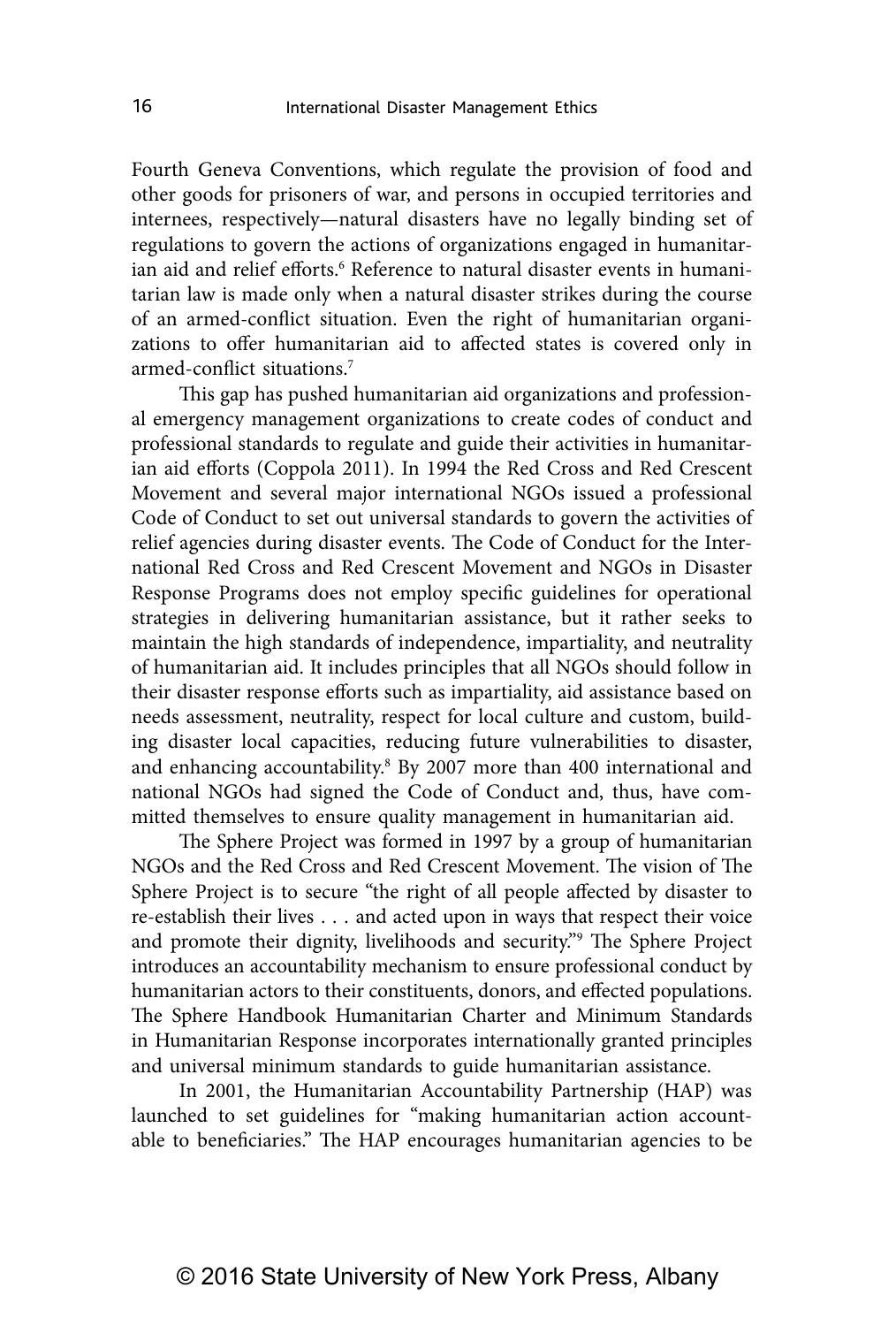Fourth Geneva Conventions, which regulate the provision of food and other goods for prisoners of war, and persons in occupied territories and internees, respectively—natural disasters have no legally binding set of regulations to govern the actions of organizations engaged in humanitarian aid and relief efforts.[6] Reference to natural disaster events in humanitarian law is made only when a natural disaster strikes during the course of an armed-conflict situation. Even the right of humanitarian organizations to offer humanitarian aid to affected states is covered only in armed-conflict situations.[7]

This gap has pushed humanitarian aid organizations and professional emergency management organizations to create codes of conduct and professional standards to regulate and guide their activities in humanitarian aid efforts (Coppola 2011). In 1994 the Red Cross and Red Crescent Movement and several major international NGOs issued a professional Code of Conduct to set out universal standards to govern the activities of relief agencies during disaster events. The Code of Conduct for the International Red Cross and Red Crescent Movement and NGOs in Disaster Response Programs does not employ specific guidelines for operational strategies in delivering humanitarian assistance, but it rather seeks to maintain the high standards of independence, impartiality, and neutrality of humanitarian aid. It includes principles that all NGOs should follow in their disaster response efforts such as impartiality, aid assistance based on needs assessment, neutrality, respect for local culture and custom, building disaster local capacities, reducing future vulnerabilities to disaster, and enhancing accountability.[8] By 2007 more than 400 international and national NGOs had signed the Code of Conduct and, thus, have committed themselves to ensure quality management in humanitarian aid.

The Sphere Project was formed in 1997 by a group of humanitarian NGOs and the Red Cross and Red Crescent Movement. The vision of The Sphere Project is to secure "the right of all people affected by disaster to re-establish their lives . . . and acted upon in ways that respect their voice and promote their dignity, livelihoods and security."[9] The Sphere Project introduces an accountability mechanism to ensure professional conduct by humanitarian actors to their constituents, donors, and effected populations. The Sphere Handbook Humanitarian Charter and Minimum Standards in Humanitarian Response incorporates internationally granted principles and universal minimum standards to guide humanitarian assistance.

In 2001, the Humanitarian Accountability Partnership (HAP) was launched to set guidelines for "making humanitarian action accountable to beneficiaries." The HAP encourages humanitarian agencies to be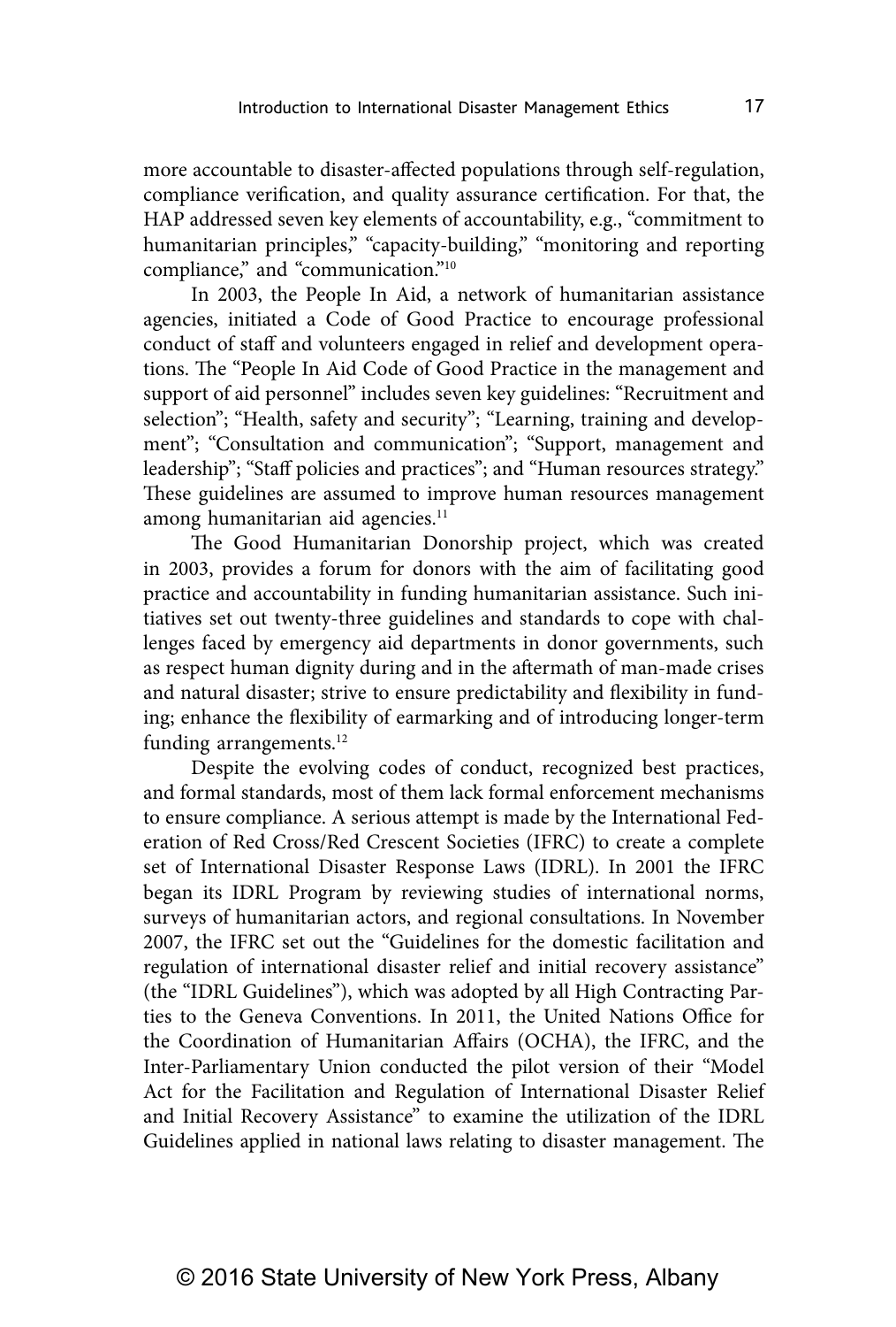more accountable to disaster-affected populations through self-regulation, compliance verification, and quality assurance certification. For that, the HAP addressed seven key elements of accountability, e.g., "commitment to humanitarian principles," "capacity-building," "monitoring and reporting compliance," and "communication."[10]

In 2003, the People In Aid, a network of humanitarian assistance agencies, initiated a Code of Good Practice to encourage professional conduct of staff and volunteers engaged in relief and development operations. The "People In Aid Code of Good Practice in the management and support of aid personnel" includes seven key guidelines: "Recruitment and selection"; "Health, safety and security"; "Learning, training and development"; "Consultation and communication"; "Support, management and leadership"; "Staff policies and practices"; and "Human resources strategy." These guidelines are assumed to improve human resources management among humanitarian aid agencies.[11]

The Good Humanitarian Donorship project, which was created in 2003, provides a forum for donors with the aim of facilitating good practice and accountability in funding humanitarian assistance. Such initiatives set out twenty-three guidelines and standards to cope with challenges faced by emergency aid departments in donor governments, such as respect human dignity during and in the aftermath of man-made crises and natural disaster; strive to ensure predictability and flexibility in funding; enhance the flexibility of earmarking and of introducing longer-term funding arrangements.[12]

Despite the evolving codes of conduct, recognized best practices, and formal standards, most of them lack formal enforcement mechanisms to ensure compliance. A serious attempt is made by the International Federation of Red Cross/Red Crescent Societies (IFRC) to create a complete set of International Disaster Response Laws (IDRL). In 2001 the IFRC began its IDRL Program by reviewing studies of international norms, surveys of humanitarian actors, and regional consultations. In November 2007, the IFRC set out the "Guidelines for the domestic facilitation and regulation of international disaster relief and initial recovery assistance" (the "IDRL Guidelines"), which was adopted by all High Contracting Parties to the Geneva Conventions. In 2011, the United Nations Office for the Coordination of Humanitarian Affairs (OCHA), the IFRC, and the Inter-Parliamentary Union conducted the pilot version of their "Model Act for the Facilitation and Regulation of International Disaster Relief and Initial Recovery Assistance" to examine the utilization of the IDRL Guidelines applied in national laws relating to disaster management. The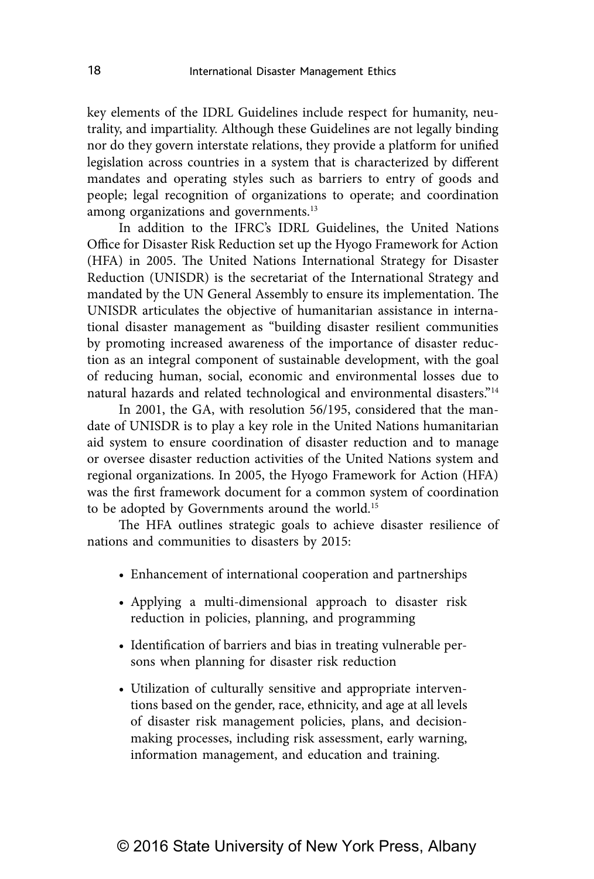key elements of the IDRL Guidelines include respect for humanity, neutrality, and impartiality. Although these Guidelines are not legally binding nor do they govern interstate relations, they provide a platform for unified legislation across countries in a system that is characterized by different mandates and operating styles such as barriers to entry of goods and people; legal recognition of organizations to operate; and coordination among organizations and governments.[13]

In addition to the IFRC's IDRL Guidelines, the United Nations Office for Disaster Risk Reduction set up the Hyogo Framework for Action (HFA) in 2005. The United Nations International Strategy for Disaster Reduction (UNISDR) is the secretariat of the International Strategy and mandated by the UN General Assembly to ensure its implementation. The UNISDR articulates the objective of humanitarian assistance in international disaster management as "building disaster resilient communities by promoting increased awareness of the importance of disaster reduction as an integral component of sustainable development, with the goal of reducing human, social, economic and environmental losses due to natural hazards and related technological and environmental disasters."[14]

In 2001, the GA, with resolution 56/195, considered that the mandate of UNISDR is to play a key role in the United Nations humanitarian aid system to ensure coordination of disaster reduction and to manage or oversee disaster reduction activities of the United Nations system and regional organizations. In 2005, the Hyogo Framework for Action (HFA) was the first framework document for a common system of coordination to be adopted by Governments around the world.[15]

The HFA outlines strategic goals to achieve disaster resilience of nations and communities to disasters by 2015:

- Enhancement of international cooperation and partnerships
- Applying a multi-dimensional approach to disaster risk reduction in policies, planning, and programming
- Identification of barriers and bias in treating vulnerable persons when planning for disaster risk reduction
- Utilization of culturally sensitive and appropriate interventions based on the gender, race, ethnicity, and age at all levels of disaster risk management policies, plans, and decision-making processes, including risk assessment, early warning, information management, and education and training.

© 2016 State University of New York Press, Albany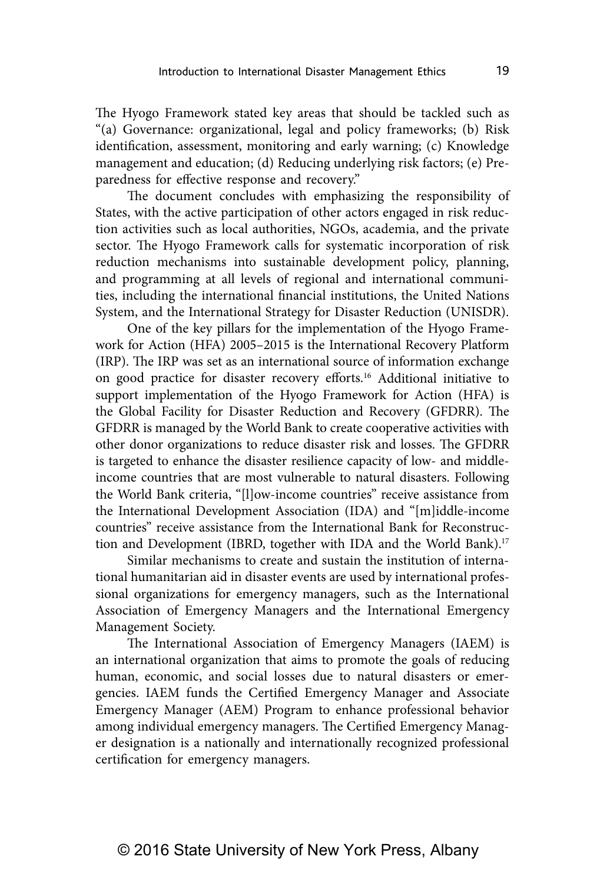The Hyogo Framework stated key areas that should be tackled such as "(a) Governance: organizational, legal and policy frameworks; (b) Risk identification, assessment, monitoring and early warning; (c) Knowledge management and education; (d) Reducing underlying risk factors; (e) Preparedness for effective response and recovery."

The document concludes with emphasizing the responsibility of States, with the active participation of other actors engaged in risk reduction activities such as local authorities, NGOs, academia, and the private sector. The Hyogo Framework calls for systematic incorporation of risk reduction mechanisms into sustainable development policy, planning, and programming at all levels of regional and international communities, including the international financial institutions, the United Nations System, and the International Strategy for Disaster Reduction (UNISDR).

One of the key pillars for the implementation of the Hyogo Framework for Action (HFA) 2005–2015 is the International Recovery Platform (IRP). The IRP was set as an international source of information exchange on good practice for disaster recovery efforts.[16] Additional initiative to support implementation of the Hyogo Framework for Action (HFA) is the Global Facility for Disaster Reduction and Recovery (GFDRR). The GFDRR is managed by the World Bank to create cooperative activities with other donor organizations to reduce disaster risk and losses. The GFDRR is targeted to enhance the disaster resilience capacity of low- and middle-income countries that are most vulnerable to natural disasters. Following the World Bank criteria, "[l]ow-income countries" receive assistance from the International Development Association (IDA) and "[m]iddle-income countries" receive assistance from the International Bank for Reconstruction and Development (IBRD, together with IDA and the World Bank).[17]

Similar mechanisms to create and sustain the institution of international humanitarian aid in disaster events are used by international professional organizations for emergency managers, such as the International Association of Emergency Managers and the International Emergency Management Society.

The International Association of Emergency Managers (IAEM) is an international organization that aims to promote the goals of reducing human, economic, and social losses due to natural disasters or emergencies. IAEM funds the Certified Emergency Manager and Associate Emergency Manager (AEM) Program to enhance professional behavior among individual emergency managers. The Certified Emergency Manager designation is a nationally and internationally recognized professional certification for emergency managers.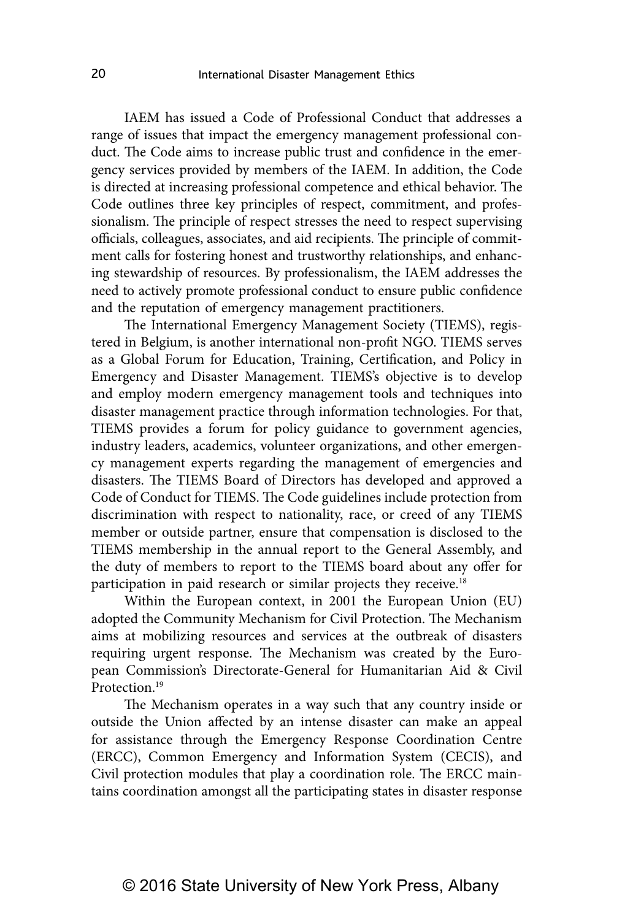IAEM has issued a Code of Professional Conduct that addresses a range of issues that impact the emergency management professional conduct. The Code aims to increase public trust and confidence in the emergency services provided by members of the IAEM. In addition, the Code is directed at increasing professional competence and ethical behavior. The Code outlines three key principles of respect, commitment, and professionalism. The principle of respect stresses the need to respect supervising officials, colleagues, associates, and aid recipients. The principle of commitment calls for fostering honest and trustworthy relationships, and enhancing stewardship of resources. By professionalism, the IAEM addresses the need to actively promote professional conduct to ensure public confidence and the reputation of emergency management practitioners.

The International Emergency Management Society (TIEMS), registered in Belgium, is another international non-profit NGO. TIEMS serves as a Global Forum for Education, Training, Certification, and Policy in Emergency and Disaster Management. TIEMS's objective is to develop and employ modern emergency management tools and techniques into disaster management practice through information technologies. For that, TIEMS provides a forum for policy guidance to government agencies, industry leaders, academics, volunteer organizations, and other emergency management experts regarding the management of emergencies and disasters. The TIEMS Board of Directors has developed and approved a Code of Conduct for TIEMS. The Code guidelines include protection from discrimination with respect to nationality, race, or creed of any TIEMS member or outside partner, ensure that compensation is disclosed to the TIEMS membership in the annual report to the General Assembly, and the duty of members to report to the TIEMS board about any offer for participation in paid research or similar projects they receive.[18]

Within the European context, in 2001 the European Union (EU) adopted the Community Mechanism for Civil Protection. The Mechanism aims at mobilizing resources and services at the outbreak of disasters requiring urgent response. The Mechanism was created by the European Commission's Directorate-General for Humanitarian Aid & Civil Protection.[19]

The Mechanism operates in a way such that any country inside or outside the Union affected by an intense disaster can make an appeal for assistance through the Emergency Response Coordination Centre (ERCC), Common Emergency and Information System (CECIS), and Civil protection modules that play a coordination role. The ERCC maintains coordination amongst all the participating states in disaster response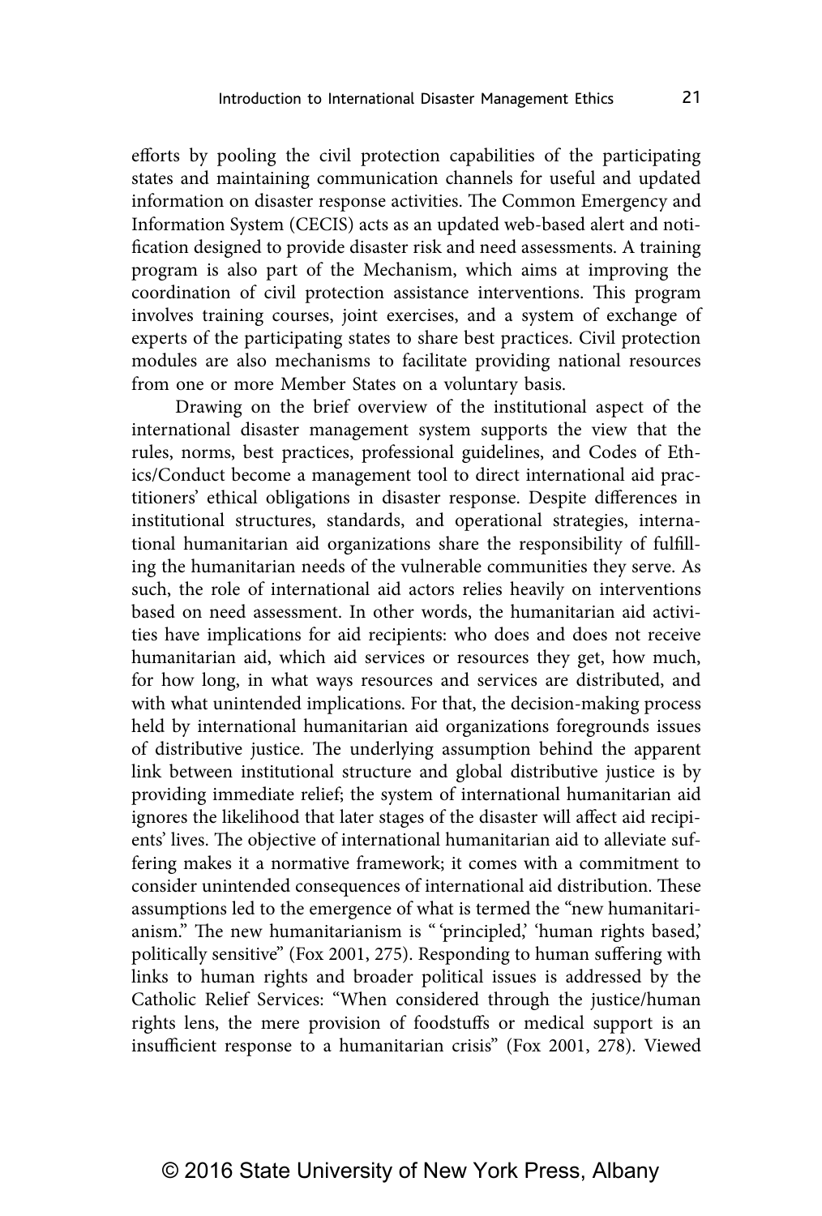efforts by pooling the civil protection capabilities of the participating states and maintaining communication channels for useful and updated information on disaster response activities. The Common Emergency and Information System (CECIS) acts as an updated web-based alert and notification designed to provide disaster risk and need assessments. A training program is also part of the Mechanism, which aims at improving the coordination of civil protection assistance interventions. This program involves training courses, joint exercises, and a system of exchange of experts of the participating states to share best practices. Civil protection modules are also mechanisms to facilitate providing national resources from one or more Member States on a voluntary basis.

Drawing on the brief overview of the institutional aspect of the international disaster management system supports the view that the rules, norms, best practices, professional guidelines, and Codes of Ethics/Conduct become a management tool to direct international aid practitioners' ethical obligations in disaster response. Despite differences in institutional structures, standards, and operational strategies, international humanitarian aid organizations share the responsibility of fulfilling the humanitarian needs of the vulnerable communities they serve. As such, the role of international aid actors relies heavily on interventions based on need assessment. In other words, the humanitarian aid activities have implications for aid recipients: who does and does not receive humanitarian aid, which aid services or resources they get, how much, for how long, in what ways resources and services are distributed, and with what unintended implications. For that, the decision-making process held by international humanitarian aid organizations foregrounds issues of distributive justice. The underlying assumption behind the apparent link between institutional structure and global distributive justice is by providing immediate relief; the system of international humanitarian aid ignores the likelihood that later stages of the disaster will affect aid recipients' lives. The objective of international humanitarian aid to alleviate suffering makes it a normative framework; it comes with a commitment to consider unintended consequences of international aid distribution. These assumptions led to the emergence of what is termed the "new humanitarianism." The new humanitarianism is "'principled,' 'human rights based,' politically sensitive" (Fox 2001, 275). Responding to human suffering with links to human rights and broader political issues is addressed by the Catholic Relief Services: "When considered through the justice/human rights lens, the mere provision of foodstuffs or medical support is an insufficient response to a humanitarian crisis" (Fox 2001, 278). Viewed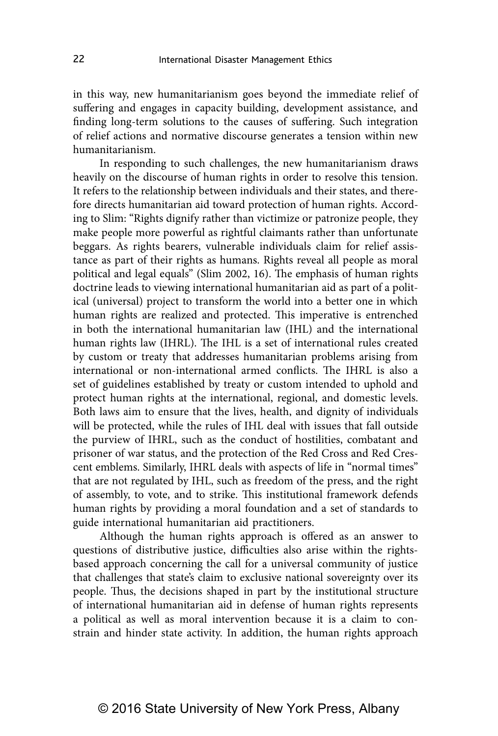in this way, new humanitarianism goes beyond the immediate relief of suffering and engages in capacity building, development assistance, and finding long-term solutions to the causes of suffering. Such integration of relief actions and normative discourse generates a tension within new humanitarianism.

In responding to such challenges, the new humanitarianism draws heavily on the discourse of human rights in order to resolve this tension. It refers to the relationship between individuals and their states, and therefore directs humanitarian aid toward protection of human rights. According to Slim: "Rights dignify rather than victimize or patronize people, they make people more powerful as rightful claimants rather than unfortunate beggars. As rights bearers, vulnerable individuals claim for relief assistance as part of their rights as humans. Rights reveal all people as moral political and legal equals" (Slim 2002, 16). The emphasis of human rights doctrine leads to viewing international humanitarian aid as part of a political (universal) project to transform the world into a better one in which human rights are realized and protected. This imperative is entrenched in both the international humanitarian law (IHL) and the international human rights law (IHRL). The IHL is a set of international rules created by custom or treaty that addresses humanitarian problems arising from international or non-international armed conflicts. The IHRL is also a set of guidelines established by treaty or custom intended to uphold and protect human rights at the international, regional, and domestic levels. Both laws aim to ensure that the lives, health, and dignity of individuals will be protected, while the rules of IHL deal with issues that fall outside the purview of IHRL, such as the conduct of hostilities, combatant and prisoner of war status, and the protection of the Red Cross and Red Crescent emblems. Similarly, IHRL deals with aspects of life in "normal times" that are not regulated by IHL, such as freedom of the press, and the right of assembly, to vote, and to strike. This institutional framework defends human rights by providing a moral foundation and a set of standards to guide international humanitarian aid practitioners.

Although the human rights approach is offered as an answer to questions of distributive justice, difficulties also arise within the rights-based approach concerning the call for a universal community of justice that challenges that state's claim to exclusive national sovereignty over its people. Thus, the decisions shaped in part by the institutional structure of international humanitarian aid in defense of human rights represents a political as well as moral intervention because it is a claim to constrain and hinder state activity. In addition, the human rights approach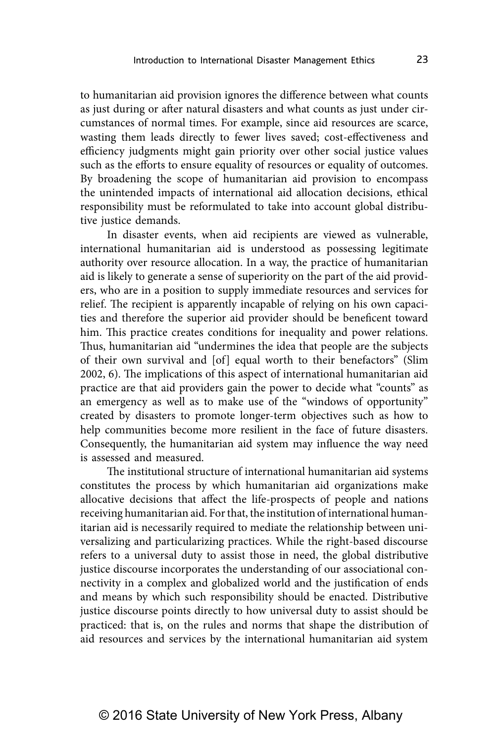to humanitarian aid provision ignores the difference between what counts as just during or after natural disasters and what counts as just under circumstances of normal times. For example, since aid resources are scarce, wasting them leads directly to fewer lives saved; cost-effectiveness and efficiency judgments might gain priority over other social justice values such as the efforts to ensure equality of resources or equality of outcomes. By broadening the scope of humanitarian aid provision to encompass the unintended impacts of international aid allocation decisions, ethical responsibility must be reformulated to take into account global distributive justice demands.

In disaster events, when aid recipients are viewed as vulnerable, international humanitarian aid is understood as possessing legitimate authority over resource allocation. In a way, the practice of humanitarian aid is likely to generate a sense of superiority on the part of the aid providers, who are in a position to supply immediate resources and services for relief. The recipient is apparently incapable of relying on his own capacities and therefore the superior aid provider should be beneficent toward him. This practice creates conditions for inequality and power relations. Thus, humanitarian aid "undermines the idea that people are the subjects of their own survival and [of] equal worth to their benefactors" (Slim 2002, 6). The implications of this aspect of international humanitarian aid practice are that aid providers gain the power to decide what "counts" as an emergency as well as to make use of the "windows of opportunity" created by disasters to promote longer-term objectives such as how to help communities become more resilient in the face of future disasters. Consequently, the humanitarian aid system may influence the way need is assessed and measured.

The institutional structure of international humanitarian aid systems constitutes the process by which humanitarian aid organizations make allocative decisions that affect the life-prospects of people and nations receiving humanitarian aid. For that, the institution of international humanitarian aid is necessarily required to mediate the relationship between universalizing and particularizing practices. While the right-based discourse refers to a universal duty to assist those in need, the global distributive justice discourse incorporates the understanding of our associational connectivity in a complex and globalized world and the justification of ends and means by which such responsibility should be enacted. Distributive justice discourse points directly to how universal duty to assist should be practiced: that is, on the rules and norms that shape the distribution of aid resources and services by the international humanitarian aid system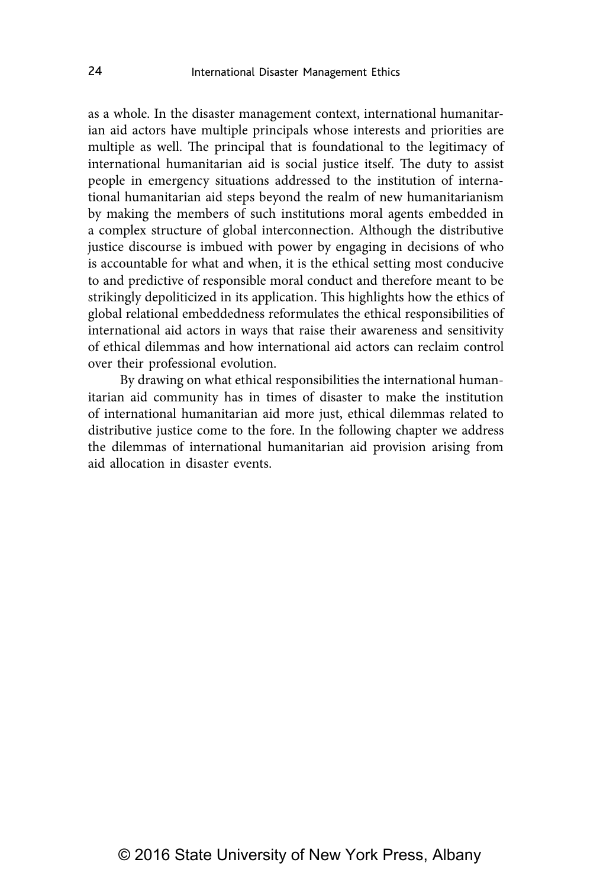as a whole. In the disaster management context, international humanitarian aid actors have multiple principals whose interests and priorities are multiple as well. The principal that is foundational to the legitimacy of international humanitarian aid is social justice itself. The duty to assist people in emergency situations addressed to the institution of international humanitarian aid steps beyond the realm of new humanitarianism by making the members of such institutions moral agents embedded in a complex structure of global interconnection. Although the distributive justice discourse is imbued with power by engaging in decisions of who is accountable for what and when, it is the ethical setting most conducive to and predictive of responsible moral conduct and therefore meant to be strikingly depoliticized in its application. This highlights how the ethics of global relational embeddedness reformulates the ethical responsibilities of international aid actors in ways that raise their awareness and sensitivity of ethical dilemmas and how international aid actors can reclaim control over their professional evolution.

By drawing on what ethical responsibilities the international humanitarian aid community has in times of disaster to make the institution of international humanitarian aid more just, ethical dilemmas related to distributive justice come to the fore. In the following chapter we address the dilemmas of international humanitarian aid provision arising from aid allocation in disaster events.

© 2016 State University of New York Press, Albany